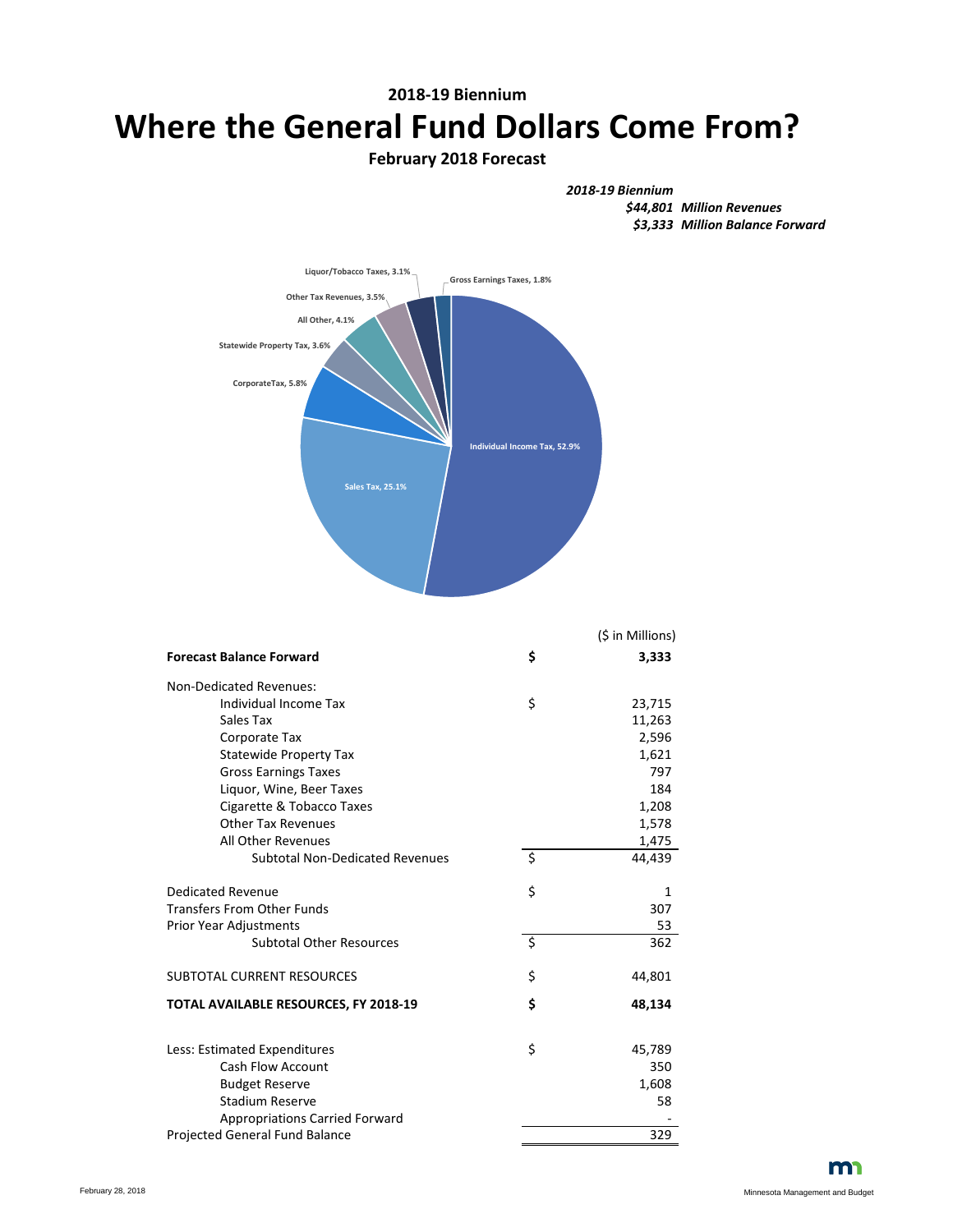## 2018-19 Biennium

# Where the General Fund Dollars Come From?

**February 2018 Forecast**

***2018-19 Biennium***
***$44,801 Million Revenues***
***$3,333 Million Balance Forward***

Individual Income Tax, 52.9%
Sales Tax, 25.1%
CorporateTax, 5.8%
Statewide Property Tax, 3.6%
All Other, 4.1%
Other Tax Revenues, 3.5%
Liquor/Tobacco Taxes, 3.1%
Gross Earnings Taxes, 1.8%

| | | ($ in Millions) |
|---|---|---|
| **Forecast Balance Forward** | **$** | **3,333** |
| Non-Dedicated Revenues: | | |
| Individual Income Tax | $ | 23,715 |
| Sales Tax | | 11,263 |
| Corporate Tax | | 2,596 |
| Statewide Property Tax | | 1,621 |
| Gross Earnings Taxes | | 797 |
| Liquor, Wine, Beer Taxes | | 184 |
| Cigarette & Tobacco Taxes | | 1,208 |
| Other Tax Revenues | | 1,578 |
| All Other Revenues | | 1,475 |
| Subtotal Non-Dedicated Revenues | $ | 44,439 |
| Dedicated Revenue | $ | 1 |
| Transfers From Other Funds | | 307 |
| Prior Year Adjustments | | 53 |
| Subtotal Other Resources | $ | 362 |
| SUBTOTAL CURRENT RESOURCES | $ | 44,801 |
| **TOTAL AVAILABLE RESOURCES, FY 2018-19** | **$** | **48,134** |
| Less: Estimated Expenditures | $ | 45,789 |
| Cash Flow Account | | 350 |
| Budget Reserve | | 1,608 |
| Stadium Reserve | | 58 |
| Appropriations Carried Forward | | - |
| Projected General Fund Balance | | 329 |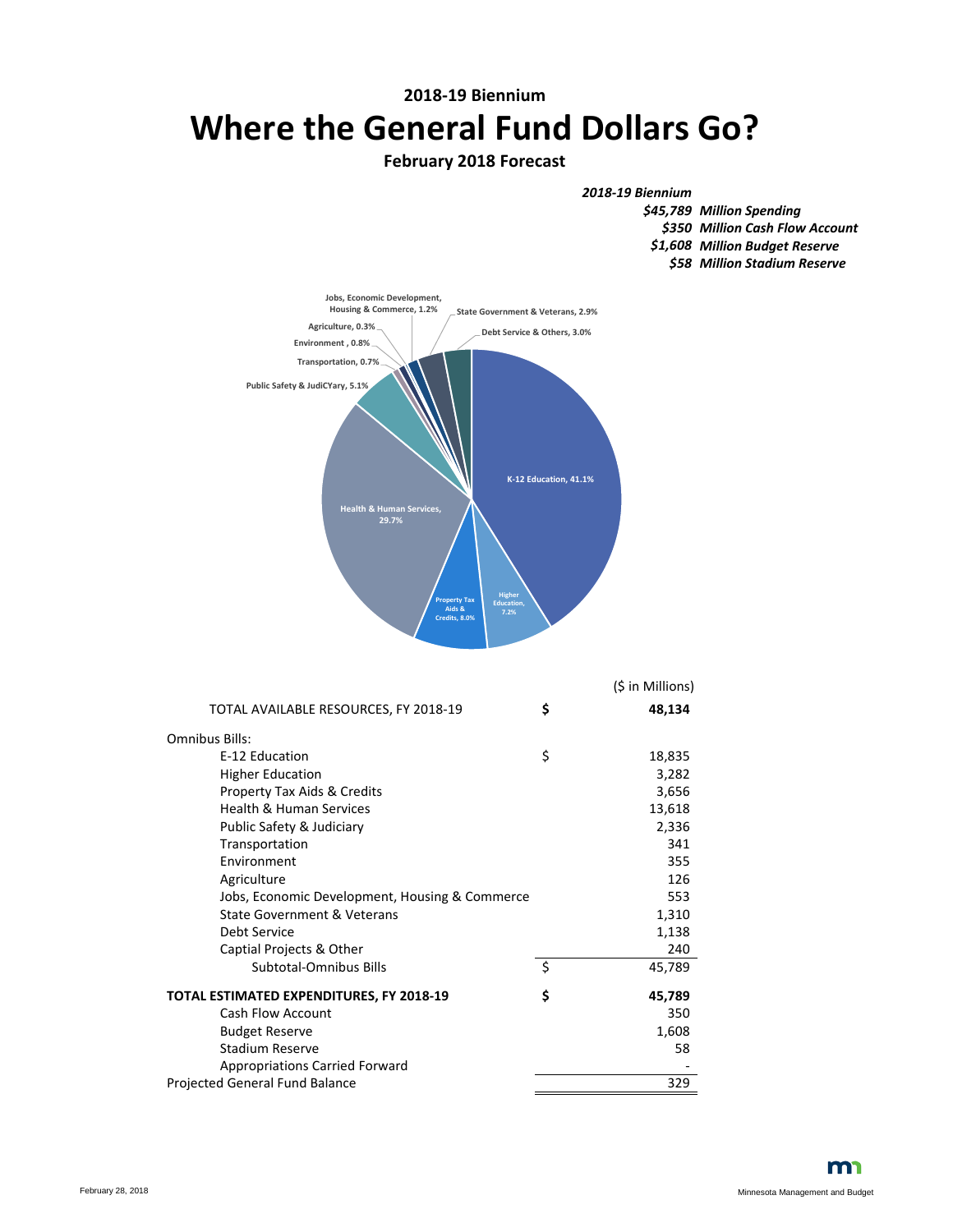2018-19 Biennium

# Where the General Fund Dollars Go?

**February 2018 Forecast**

***2018-19 Biennium***

***$45,789 Million Spending***
***$350 Million Cash Flow Account***
***$1,608 Million Budget Reserve***
***$58 Million Stadium Reserve***

Jobs, Economic Development, Housing & Commerce, 1.2%
State Government & Veterans, 2.9%
Agriculture, 0.3%
Debt Service & Others, 3.0%
Environment , 0.8%
Transportation, 0.7%
Public Safety & JudiCYary, 5.1%
K-12 Education, 41.1%
Health & Human Services, 29.7%
Property Tax Aids & Credits, 8.0%
Higher Education, 7.2%

| | | ($ in Millions) |
|---|---|---|
| TOTAL AVAILABLE RESOURCES, FY 2018-19 | **$** | **48,134** |
| Omnibus Bills: | | |
| E-12 Education | $ | 18,835 |
| Higher Education | | 3,282 |
| Property Tax Aids & Credits | | 3,656 |
| Health & Human Services | | 13,618 |
| Public Safety & Judiciary | | 2,336 |
| Transportation | | 341 |
| Environment | | 355 |
| Agriculture | | 126 |
| Jobs, Economic Development, Housing & Commerce | | 553 |
| State Government & Veterans | | 1,310 |
| Debt Service | | 1,138 |
| Captial Projects & Other | | 240 |
| Subtotal-Omnibus Bills | $ | 45,789 |
| **TOTAL ESTIMATED EXPENDITURES, FY 2018-19** | **$** | **45,789** |
| Cash Flow Account | | 350 |
| Budget Reserve | | 1,608 |
| Stadium Reserve | | 58 |
| Appropriations Carried Forward | | - |
| Projected General Fund Balance | | 329 |

February 28, 2018

Minnesota Management and Budget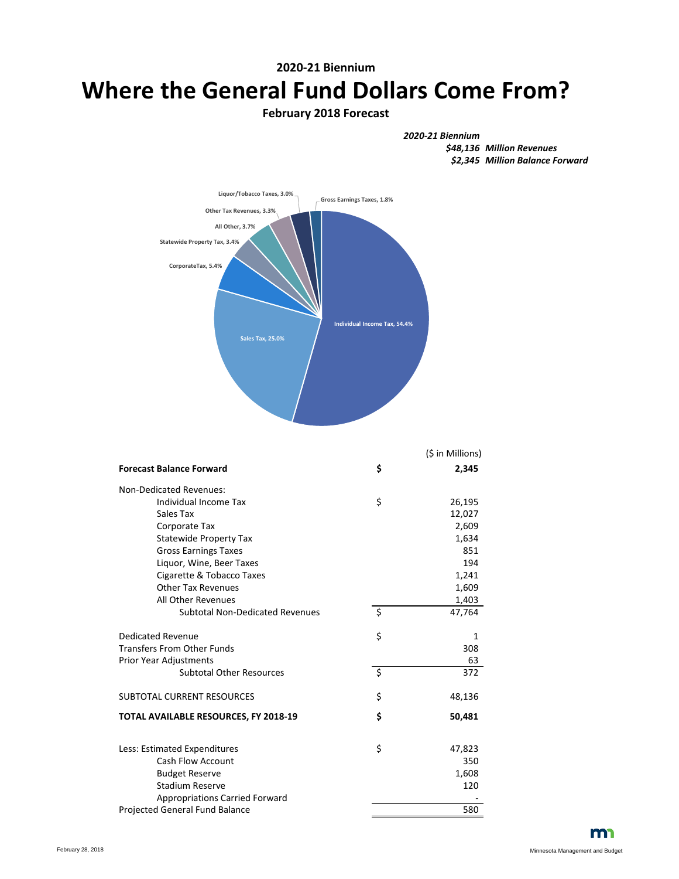2020-21 Biennium

# Where the General Fund Dollars Come From?

**February 2018 Forecast**

***2020-21 Biennium***
***$48,136 Million Revenues***
***$2,345 Million Balance Forward***

Liquor/Tobacco Taxes, 3.0%
Gross Earnings Taxes, 1.8%
Other Tax Revenues, 3.3%
All Other, 3.7%
Statewide Property Tax, 3.4%
CorporateTax, 5.4%
Individual Income Tax, 54.4%
Sales Tax, 25.0%

| | | ($ in Millions) |
|---|---|---|
| **Forecast Balance Forward** | **$** | **2,345** |
| Non-Dedicated Revenues: | | |
| Individual Income Tax | $ | 26,195 |
| Sales Tax | | 12,027 |
| Corporate Tax | | 2,609 |
| Statewide Property Tax | | 1,634 |
| Gross Earnings Taxes | | 851 |
| Liquor, Wine, Beer Taxes | | 194 |
| Cigarette & Tobacco Taxes | | 1,241 |
| Other Tax Revenues | | 1,609 |
| All Other Revenues | | 1,403 |
| Subtotal Non-Dedicated Revenues | $ | 47,764 |
| Dedicated Revenue | $ | 1 |
| Transfers From Other Funds | | 308 |
| Prior Year Adjustments | | 63 |
| Subtotal Other Resources | $ | 372 |
| SUBTOTAL CURRENT RESOURCES | $ | 48,136 |
| **TOTAL AVAILABLE RESOURCES, FY 2018-19** | **$** | **50,481** |
| Less: Estimated Expenditures | $ | 47,823 |
| Cash Flow Account | | 350 |
| Budget Reserve | | 1,608 |
| Stadium Reserve | | 120 |
| Appropriations Carried Forward | | - |
| Projected General Fund Balance | | 580 |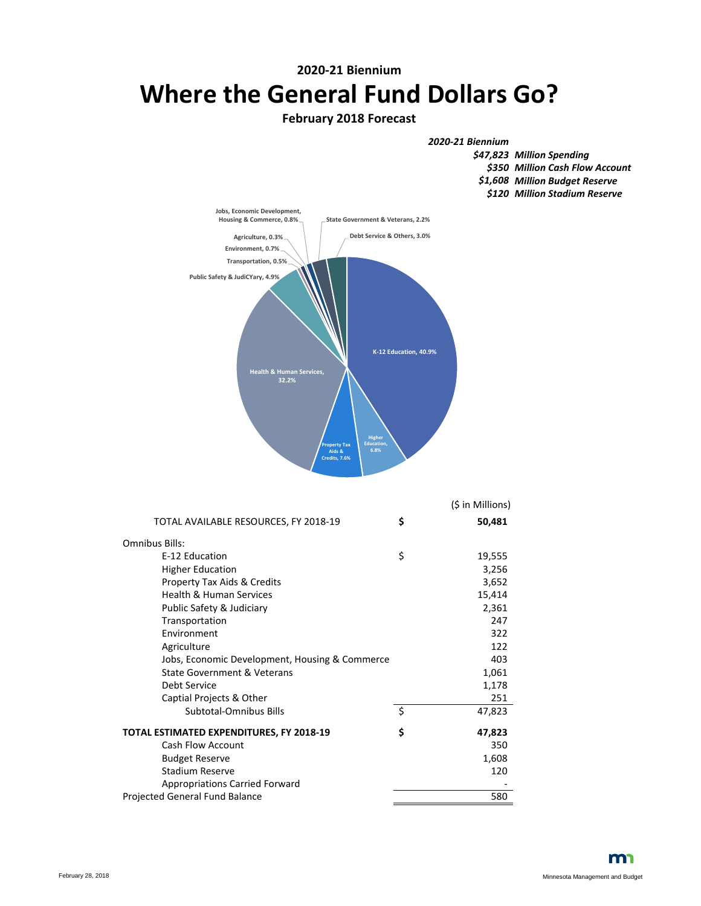**2020-21 Biennium**

# Where the General Fund Dollars Go?

**February 2018 Forecast**

***2020-21 Biennium***

***$47,823 Million Spending***
***$350 Million Cash Flow Account***
***$1,608 Million Budget Reserve***
***$120 Million Stadium Reserve***

Jobs, Economic Development, Housing & Commerce, 0.8%
State Government & Veterans, 2.2%
Agriculture, 0.3%
Debt Service & Others, 3.0%
Environment, 0.7%
Transportation, 0.5%
Public Safety & JudiCYary, 4.9%
K-12 Education, 40.9%
Health & Human Services, 32.2%
Higher Education, 6.8%
Property Tax Aids & Credits, 7.6%

| | | ($ in Millions) |
|---|---|---|
| TOTAL AVAILABLE RESOURCES, FY 2018-19 | **$** | **50,481** |
| Omnibus Bills: | | |
| E-12 Education | $ | 19,555 |
| Higher Education | | 3,256 |
| Property Tax Aids & Credits | | 3,652 |
| Health & Human Services | | 15,414 |
| Public Safety & Judiciary | | 2,361 |
| Transportation | | 247 |
| Environment | | 322 |
| Agriculture | | 122 |
| Jobs, Economic Development, Housing & Commerce | | 403 |
| State Government & Veterans | | 1,061 |
| Debt Service | | 1,178 |
| Captial Projects & Other | | 251 |
| Subtotal-Omnibus Bills | $ | 47,823 |
| **TOTAL ESTIMATED EXPENDITURES, FY 2018-19** | **$** | **47,823** |
| Cash Flow Account | | 350 |
| Budget Reserve | | 1,608 |
| Stadium Reserve | | 120 |
| Appropriations Carried Forward | | - |
| Projected General Fund Balance | | 580 |

February 28, 2018

Minnesota Management and Budget